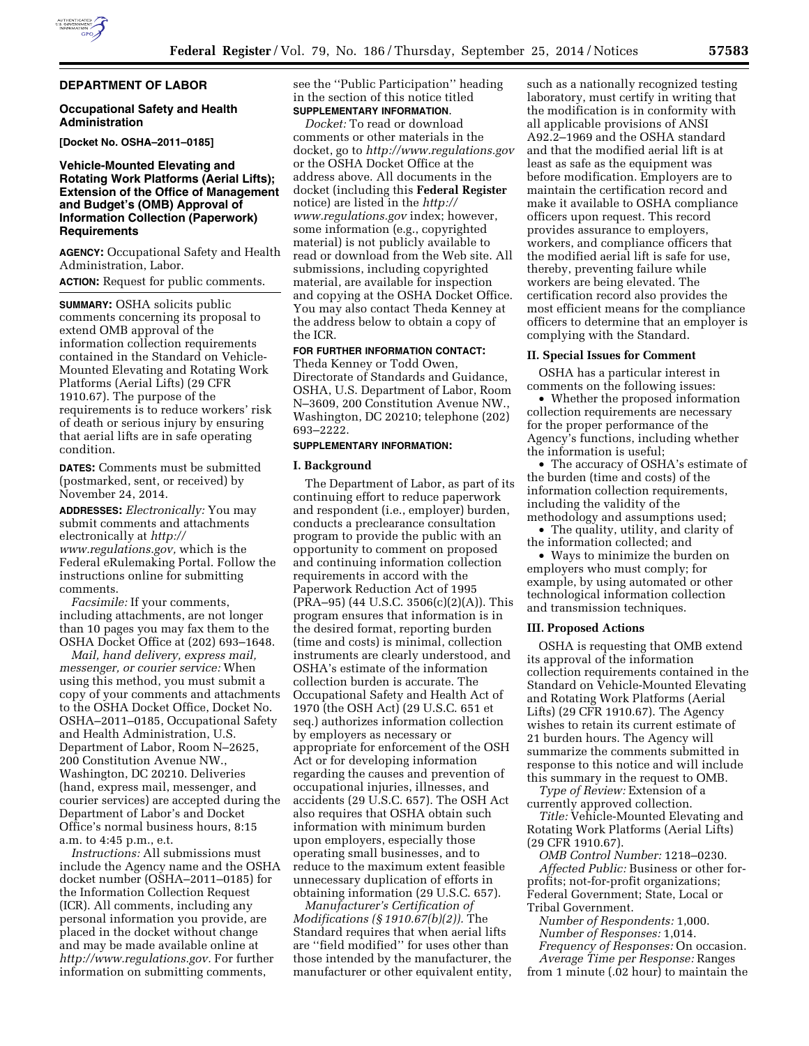## DEPARTMENT OF LABOR

### Occupational Safety and Health Administration

**[Docket No. OSHA–2011–0185]**

### Vehicle-Mounted Elevating and Rotating Work Platforms (Aerial Lifts); Extension of the Office of Management and Budget's (OMB) Approval of Information Collection (Paperwork) Requirements

**AGENCY:** Occupational Safety and Health Administration, Labor.

**ACTION:** Request for public comments.

**SUMMARY:** OSHA solicits public comments concerning its proposal to extend OMB approval of the information collection requirements contained in the Standard on Vehicle-Mounted Elevating and Rotating Work Platforms (Aerial Lifts) (29 CFR 1910.67). The purpose of the requirements is to reduce workers' risk of death or serious injury by ensuring that aerial lifts are in safe operating condition.

**DATES:** Comments must be submitted (postmarked, sent, or received) by November 24, 2014.

**ADDRESSES:** *Electronically:* You may submit comments and attachments electronically at *http://www.regulations.gov,* which is the Federal eRulemaking Portal. Follow the instructions online for submitting comments.

*Facsimile:* If your comments, including attachments, are not longer than 10 pages you may fax them to the OSHA Docket Office at (202) 693–1648.

*Mail, hand delivery, express mail, messenger, or courier service:* When using this method, you must submit a copy of your comments and attachments to the OSHA Docket Office, Docket No. OSHA–2011–0185, Occupational Safety and Health Administration, U.S. Department of Labor, Room N–2625, 200 Constitution Avenue NW., Washington, DC 20210. Deliveries (hand, express mail, messenger, and courier services) are accepted during the Department of Labor's and Docket Office's normal business hours, 8:15 a.m. to 4:45 p.m., e.t.

*Instructions:* All submissions must include the Agency name and the OSHA docket number (OSHA–2011–0185) for the Information Collection Request (ICR). All comments, including any personal information you provide, are placed in the docket without change and may be made available online at *http://www.regulations.gov.* For further information on submitting comments, see the ''Public Participation'' heading in the section of this notice titled **SUPPLEMENTARY INFORMATION**.

*Docket:* To read or download comments or other materials in the docket, go to *http://www.regulations.gov* or the OSHA Docket Office at the address above. All documents in the docket (including this **Federal Register** notice) are listed in the *http://www.regulations.gov* index; however, some information (e.g., copyrighted material) is not publicly available to read or download from the Web site. All submissions, including copyrighted material, are available for inspection and copying at the OSHA Docket Office. You may also contact Theda Kenney at the address below to obtain a copy of the ICR.

**FOR FURTHER INFORMATION CONTACT:** Theda Kenney or Todd Owen, Directorate of Standards and Guidance, OSHA, U.S. Department of Labor, Room N–3609, 200 Constitution Avenue NW., Washington, DC 20210; telephone (202) 693–2222.

**SUPPLEMENTARY INFORMATION:**

### I. Background

The Department of Labor, as part of its continuing effort to reduce paperwork and respondent (i.e., employer) burden, conducts a preclearance consultation program to provide the public with an opportunity to comment on proposed and continuing information collection requirements in accord with the Paperwork Reduction Act of 1995 (PRA–95) (44 U.S.C. 3506(c)(2)(A)). This program ensures that information is in the desired format, reporting burden (time and costs) is minimal, collection instruments are clearly understood, and OSHA's estimate of the information collection burden is accurate. The Occupational Safety and Health Act of 1970 (the OSH Act) (29 U.S.C. 651 et seq.) authorizes information collection by employers as necessary or appropriate for enforcement of the OSH Act or for developing information regarding the causes and prevention of occupational injuries, illnesses, and accidents (29 U.S.C. 657). The OSH Act also requires that OSHA obtain such information with minimum burden upon employers, especially those operating small businesses, and to reduce to the maximum extent feasible unnecessary duplication of efforts in obtaining information (29 U.S.C. 657).

*Manufacturer's Certification of Modifications (§ 1910.67(b)(2)).* The Standard requires that when aerial lifts are ''field modified'' for uses other than those intended by the manufacturer, the manufacturer or other equivalent entity, such as a nationally recognized testing laboratory, must certify in writing that the modification is in conformity with all applicable provisions of ANSI A92.2–1969 and the OSHA standard and that the modified aerial lift is at least as safe as the equipment was before modification. Employers are to maintain the certification record and make it available to OSHA compliance officers upon request. This record provides assurance to employers, workers, and compliance officers that the modified aerial lift is safe for use, thereby, preventing failure while workers are being elevated. The certification record also provides the most efficient means for the compliance officers to determine that an employer is complying with the Standard.

### II. Special Issues for Comment

OSHA has a particular interest in comments on the following issues:

- Whether the proposed information collection requirements are necessary for the proper performance of the Agency's functions, including whether the information is useful;
- The accuracy of OSHA's estimate of the burden (time and costs) of the information collection requirements, including the validity of the methodology and assumptions used;
- The quality, utility, and clarity of the information collected; and
- Ways to minimize the burden on employers who must comply; for example, by using automated or other technological information collection and transmission techniques.

### III. Proposed Actions

OSHA is requesting that OMB extend its approval of the information collection requirements contained in the Standard on Vehicle-Mounted Elevating and Rotating Work Platforms (Aerial Lifts) (29 CFR 1910.67). The Agency wishes to retain its current estimate of 21 burden hours. The Agency will summarize the comments submitted in response to this notice and will include this summary in the request to OMB.

*Type of Review:* Extension of a currently approved collection.

*Title:* Vehicle-Mounted Elevating and Rotating Work Platforms (Aerial Lifts) (29 CFR 1910.67).

*OMB Control Number:* 1218–0230.

*Affected Public:* Business or other for-profits; not-for-profit organizations; Federal Government; State, Local or Tribal Government.

*Number of Respondents:* 1,000.

*Number of Responses:* 1,014.

*Frequency of Responses:* On occasion.

*Average Time per Response:* Ranges from 1 minute (.02 hour) to maintain the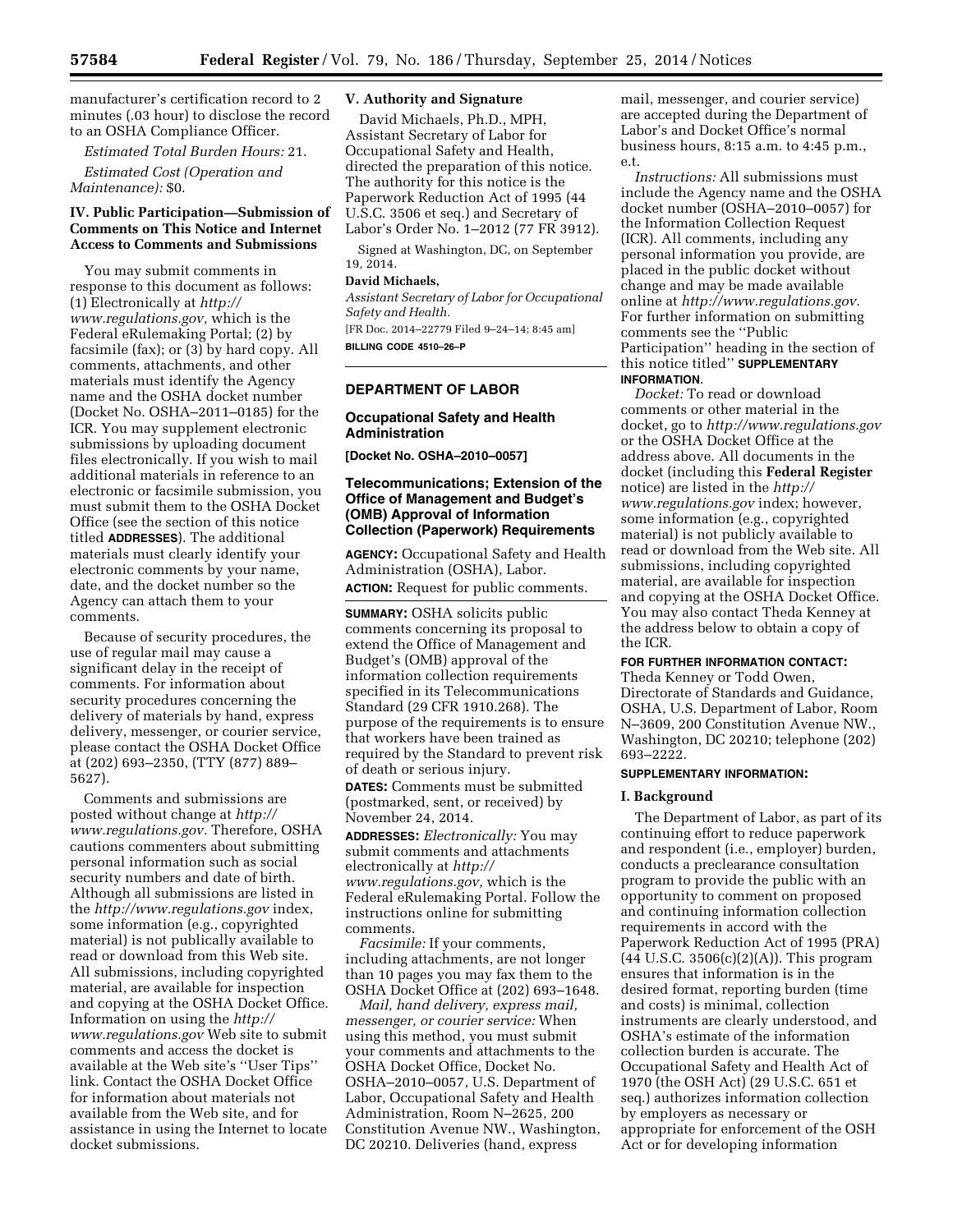manufacturer's certification record to 2 minutes (.03 hour) to disclose the record to an OSHA Compliance Officer.

*Estimated Total Burden Hours:* 21.

*Estimated Cost (Operation and Maintenance):* $0.

### IV. Public Participation—Submission of Comments on This Notice and Internet Access to Comments and Submissions

You may submit comments in response to this document as follows: (1) Electronically at *http://www.regulations.gov,* which is the Federal eRulemaking Portal; (2) by facsimile (fax); or (3) by hard copy. All comments, attachments, and other materials must identify the Agency name and the OSHA docket number (Docket No. OSHA–2011–0185) for the ICR. You may supplement electronic submissions by uploading document files electronically. If you wish to mail additional materials in reference to an electronic or facsimile submission, you must submit them to the OSHA Docket Office (see the section of this notice titled **ADDRESSES**). The additional materials must clearly identify your electronic comments by your name, date, and the docket number so the Agency can attach them to your comments.

Because of security procedures, the use of regular mail may cause a significant delay in the receipt of comments. For information about security procedures concerning the delivery of materials by hand, express delivery, messenger, or courier service, please contact the OSHA Docket Office at (202) 693–2350, (TTY (877) 889–5627).

Comments and submissions are posted without change at *http://www.regulations.gov.* Therefore, OSHA cautions commenters about submitting personal information such as social security numbers and date of birth. Although all submissions are listed in the *http://www.regulations.gov* index, some information (e.g., copyrighted material) is not publically available to read or download from this Web site. All submissions, including copyrighted material, are available for inspection and copying at the OSHA Docket Office. Information on using the *http://www.regulations.gov* Web site to submit comments and access the docket is available at the Web site's ''User Tips'' link. Contact the OSHA Docket Office for information about materials not available from the Web site, and for assistance in using the Internet to locate docket submissions.

### V. Authority and Signature

David Michaels, Ph.D., MPH, Assistant Secretary of Labor for Occupational Safety and Health, directed the preparation of this notice. The authority for this notice is the Paperwork Reduction Act of 1995 (44 U.S.C. 3506 et seq.) and Secretary of Labor's Order No. 1–2012 (77 FR 3912).

Signed at Washington, DC, on September 19, 2014.

**David Michaels,**

*Assistant Secretary of Labor for Occupational Safety and Health.*

[FR Doc. 2014–22779 Filed 9–24–14; 8:45 am]

**BILLING CODE 4510–26–P**

## DEPARTMENT OF LABOR

### Occupational Safety and Health Administration

**[Docket No. OSHA–2010–0057]**

### Telecommunications; Extension of the Office of Management and Budget's (OMB) Approval of Information Collection (Paperwork) Requirements

**AGENCY:** Occupational Safety and Health Administration (OSHA), Labor.

**ACTION:** Request for public comments.

**SUMMARY:** OSHA solicits public comments concerning its proposal to extend the Office of Management and Budget's (OMB) approval of the information collection requirements specified in its Telecommunications Standard (29 CFR 1910.268). The purpose of the requirements is to ensure that workers have been trained as required by the Standard to prevent risk of death or serious injury.

**DATES:** Comments must be submitted (postmarked, sent, or received) by November 24, 2014.

**ADDRESSES:** *Electronically:* You may submit comments and attachments electronically at *http://www.regulations.gov,* which is the Federal eRulemaking Portal. Follow the instructions online for submitting comments.

*Facsimile:* If your comments, including attachments, are not longer than 10 pages you may fax them to the OSHA Docket Office at (202) 693–1648.

*Mail, hand delivery, express mail, messenger, or courier service:* When using this method, you must submit your comments and attachments to the OSHA Docket Office, Docket No. OSHA–2010–0057, U.S. Department of Labor, Occupational Safety and Health Administration, Room N–2625, 200 Constitution Avenue NW., Washington, DC 20210. Deliveries (hand, express mail, messenger, and courier service) are accepted during the Department of Labor's and Docket Office's normal business hours, 8:15 a.m. to 4:45 p.m., e.t.

*Instructions:* All submissions must include the Agency name and the OSHA docket number (OSHA–2010–0057) for the Information Collection Request (ICR). All comments, including any personal information you provide, are placed in the public docket without change and may be made available online at *http://www.regulations.gov.* For further information on submitting comments see the ''Public Participation'' heading in the section of this notice titled'' **SUPPLEMENTARY INFORMATION.**

*Docket:* To read or download comments or other material in the docket, go to *http://www.regulations.gov* or the OSHA Docket Office at the address above. All documents in the docket (including this **Federal Register** notice) are listed in the *http://www.regulations.gov* index; however, some information (e.g., copyrighted material) is not publicly available to read or download from the Web site. All submissions, including copyrighted material, are available for inspection and copying at the OSHA Docket Office. You may also contact Theda Kenney at the address below to obtain a copy of the ICR.

**FOR FURTHER INFORMATION CONTACT:** Theda Kenney or Todd Owen, Directorate of Standards and Guidance, OSHA, U.S. Department of Labor, Room N–3609, 200 Constitution Avenue NW., Washington, DC 20210; telephone (202) 693–2222.

**SUPPLEMENTARY INFORMATION:**

### I. Background

The Department of Labor, as part of its continuing effort to reduce paperwork and respondent (i.e., employer) burden, conducts a preclearance consultation program to provide the public with an opportunity to comment on proposed and continuing information collection requirements in accord with the Paperwork Reduction Act of 1995 (PRA) (44 U.S.C. 3506(c)(2)(A)). This program ensures that information is in the desired format, reporting burden (time and costs) is minimal, collection instruments are clearly understood, and OSHA's estimate of the information collection burden is accurate. The Occupational Safety and Health Act of 1970 (the OSH Act) (29 U.S.C. 651 et seq.) authorizes information collection by employers as necessary or appropriate for enforcement of the OSH Act or for developing information